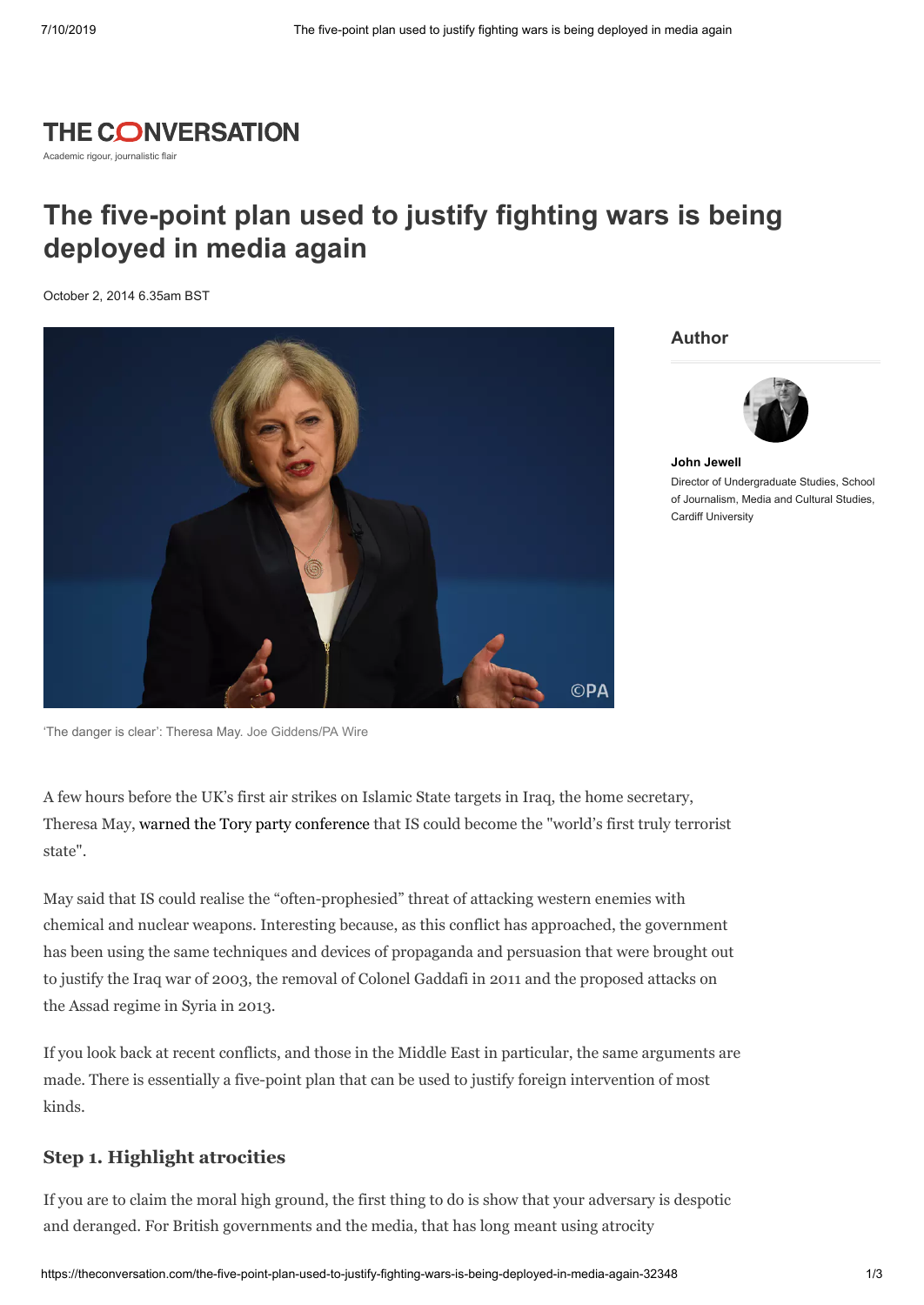THE CONVERSATION

Academic rigour, journalistic flair

# The five-point plan used to justify fighting wars is being deployed in media again

October 2, 2014 6.35am BST

'The danger is clear': Theresa May. Joe Giddens/PA Wire

**Author**

**John Jewell**
Director of Undergraduate Studies, School of Journalism, Media and Cultural Studies, Cardiff University

A few hours before the UK's first air strikes on Islamic State targets in Iraq, the home secretary, Theresa May, warned the Tory party conference that IS could become the "world's first truly terrorist state".

May said that IS could realise the "often-prophesied" threat of attacking western enemies with chemical and nuclear weapons. Interesting because, as this conflict has approached, the government has been using the same techniques and devices of propaganda and persuasion that were brought out to justify the Iraq war of 2003, the removal of Colonel Gaddafi in 2011 and the proposed attacks on the Assad regime in Syria in 2013.

If you look back at recent conflicts, and those in the Middle East in particular, the same arguments are made. There is essentially a five-point plan that can be used to justify foreign intervention of most kinds.

## Step 1. Highlight atrocities

If you are to claim the moral high ground, the first thing to do is show that your adversary is despotic and deranged. For British governments and the media, that has long meant using atrocity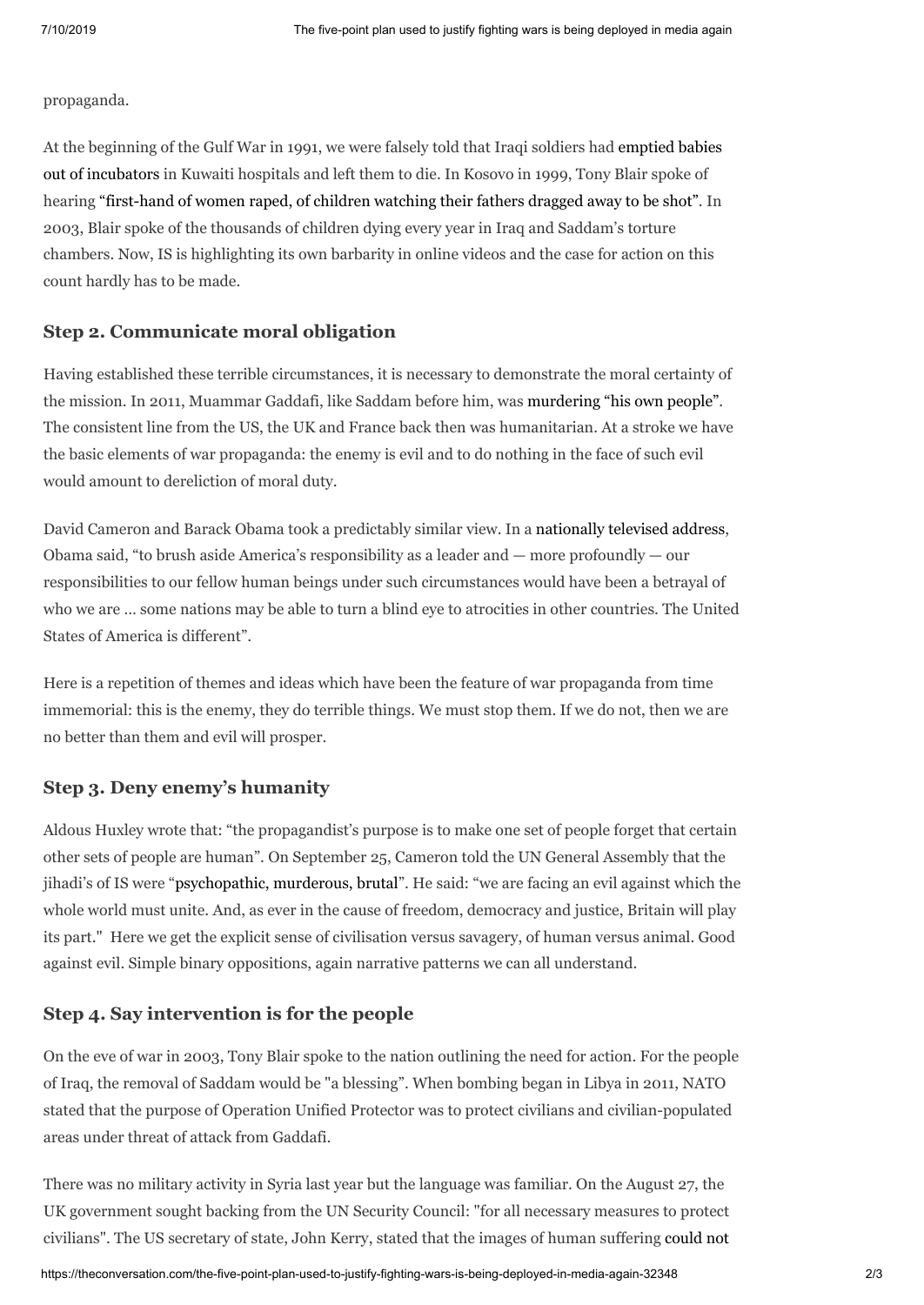propaganda.

At the beginning of the Gulf War in 1991, we were falsely told that Iraqi soldiers had emptied babies out of incubators in Kuwaiti hospitals and left them to die. In Kosovo in 1999, Tony Blair spoke of hearing "first-hand of women raped, of children watching their fathers dragged away to be shot". In 2003, Blair spoke of the thousands of children dying every year in Iraq and Saddam's torture chambers. Now, IS is highlighting its own barbarity in online videos and the case for action on this count hardly has to be made.

### Step 2. Communicate moral obligation

Having established these terrible circumstances, it is necessary to demonstrate the moral certainty of the mission. In 2011, Muammar Gaddafi, like Saddam before him, was murdering "his own people". The consistent line from the US, the UK and France back then was humanitarian. At a stroke we have the basic elements of war propaganda: the enemy is evil and to do nothing in the face of such evil would amount to dereliction of moral duty.

David Cameron and Barack Obama took a predictably similar view. In a nationally televised address, Obama said, "to brush aside America's responsibility as a leader and — more profoundly — our responsibilities to our fellow human beings under such circumstances would have been a betrayal of who we are … some nations may be able to turn a blind eye to atrocities in other countries. The United States of America is different".

Here is a repetition of themes and ideas which have been the feature of war propaganda from time immemorial: this is the enemy, they do terrible things. We must stop them. If we do not, then we are no better than them and evil will prosper.

### Step 3. Deny enemy's humanity

Aldous Huxley wrote that: "the propagandist's purpose is to make one set of people forget that certain other sets of people are human". On September 25, Cameron told the UN General Assembly that the jihadi's of IS were "psychopathic, murderous, brutal". He said: "we are facing an evil against which the whole world must unite. And, as ever in the cause of freedom, democracy and justice, Britain will play its part." Here we get the explicit sense of civilisation versus savagery, of human versus animal. Good against evil. Simple binary oppositions, again narrative patterns we can all understand.

### Step 4. Say intervention is for the people

On the eve of war in 2003, Tony Blair spoke to the nation outlining the need for action. For the people of Iraq, the removal of Saddam would be "a blessing". When bombing began in Libya in 2011, NATO stated that the purpose of Operation Unified Protector was to protect civilians and civilian-populated areas under threat of attack from Gaddafi.

There was no military activity in Syria last year but the language was familiar. On the August 27, the UK government sought backing from the UN Security Council: "for all necessary measures to protect civilians". The US secretary of state, John Kerry, stated that the images of human suffering could not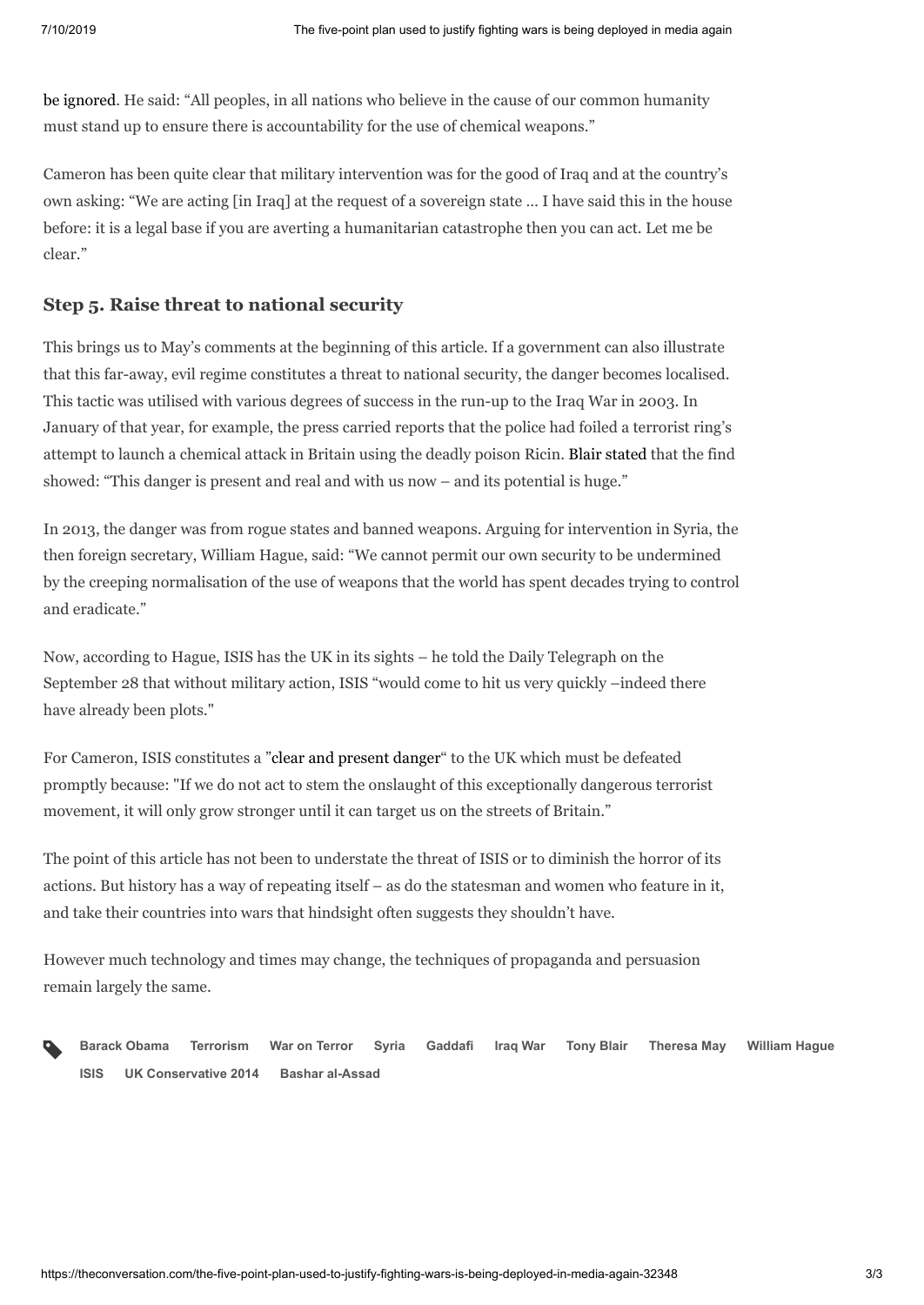be ignored. He said: “All peoples, in all nations who believe in the cause of our common humanity must stand up to ensure there is accountability for the use of chemical weapons.”

Cameron has been quite clear that military intervention was for the good of Iraq and at the country’s own asking: “We are acting [in Iraq] at the request of a sovereign state … I have said this in the house before: it is a legal base if you are averting a humanitarian catastrophe then you can act. Let me be clear.”

### Step 5. Raise threat to national security

This brings us to May’s comments at the beginning of this article. If a government can also illustrate that this far-away, evil regime constitutes a threat to national security, the danger becomes localised. This tactic was utilised with various degrees of success in the run-up to the Iraq War in 2003. In January of that year, for example, the press carried reports that the police had foiled a terrorist ring’s attempt to launch a chemical attack in Britain using the deadly poison Ricin. Blair stated that the find showed: “This danger is present and real and with us now – and its potential is huge.”

In 2013, the danger was from rogue states and banned weapons. Arguing for intervention in Syria, the then foreign secretary, William Hague, said: “We cannot permit our own security to be undermined by the creeping normalisation of the use of weapons that the world has spent decades trying to control and eradicate.”

Now, according to Hague, ISIS has the UK in its sights – he told the Daily Telegraph on the September 28 that without military action, ISIS “would come to hit us very quickly –indeed there have already been plots."

For Cameron, ISIS constitutes a ”clear and present danger“ to the UK which must be defeated promptly because: "If we do not act to stem the onslaught of this exceptionally dangerous terrorist movement, it will only grow stronger until it can target us on the streets of Britain.”

The point of this article has not been to understate the threat of ISIS or to diminish the horror of its actions. But history has a way of repeating itself – as do the statesman and women who feature in it, and take their countries into wars that hindsight often suggests they shouldn’t have.

However much technology and times may change, the techniques of propaganda and persuasion remain largely the same.

**Barack Obama** **Terrorism** **War on Terror** **Syria** **Gaddafi** **Iraq War** **Tony Blair** **Theresa May** **William Hague** **ISIS** **UK Conservative 2014** **Bashar al-Assad**